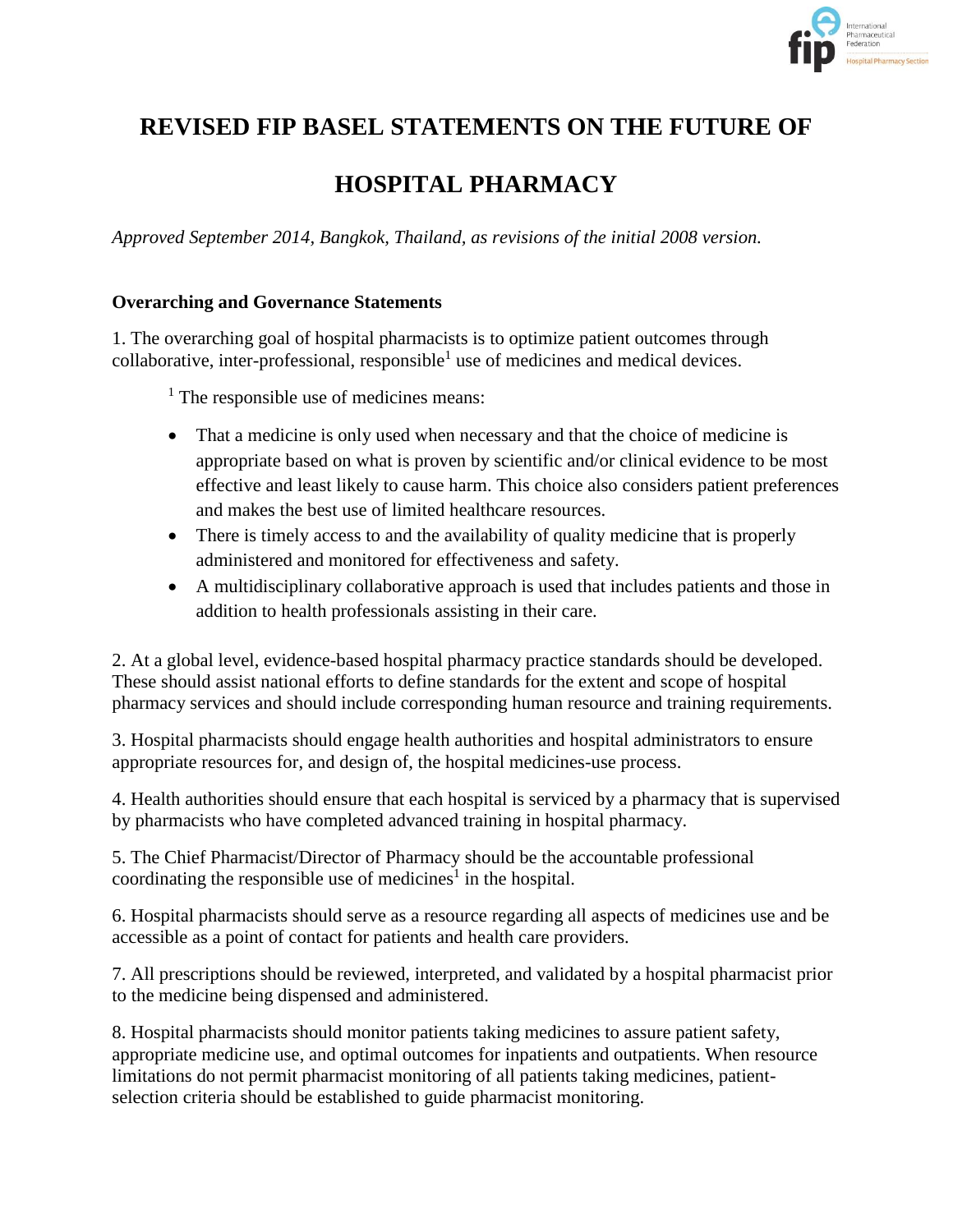# REVISED FIP BASEL STATEMENTS ON THE FUTURE OF HOSPITAL PHARMACY

*Approved September 2014, Bangkok, Thailand, as revisions of the initial 2008 version.*

## Overarching and Governance Statements

1. The overarching goal of hospital pharmacists is to optimize patient outcomes through collaborative, inter-professional, responsible[1] use of medicines and medical devices.

   [1] The responsible use of medicines means:

   - That a medicine is only used when necessary and that the choice of medicine is appropriate based on what is proven by scientific and/or clinical evidence to be most effective and least likely to cause harm. This choice also considers patient preferences and makes the best use of limited healthcare resources.
   - There is timely access to and the availability of quality medicine that is properly administered and monitored for effectiveness and safety.
   - A multidisciplinary collaborative approach is used that includes patients and those in addition to health professionals assisting in their care.

2. At a global level, evidence-based hospital pharmacy practice standards should be developed. These should assist national efforts to define standards for the extent and scope of hospital pharmacy services and should include corresponding human resource and training requirements.

3. Hospital pharmacists should engage health authorities and hospital administrators to ensure appropriate resources for, and design of, the hospital medicines-use process.

4. Health authorities should ensure that each hospital is serviced by a pharmacy that is supervised by pharmacists who have completed advanced training in hospital pharmacy.

5. The Chief Pharmacist/Director of Pharmacy should be the accountable professional coordinating the responsible use of medicines[1] in the hospital.

6. Hospital pharmacists should serve as a resource regarding all aspects of medicines use and be accessible as a point of contact for patients and health care providers.

7. All prescriptions should be reviewed, interpreted, and validated by a hospital pharmacist prior to the medicine being dispensed and administered.

8. Hospital pharmacists should monitor patients taking medicines to assure patient safety, appropriate medicine use, and optimal outcomes for inpatients and outpatients. When resource limitations do not permit pharmacist monitoring of all patients taking medicines, patient-selection criteria should be established to guide pharmacist monitoring.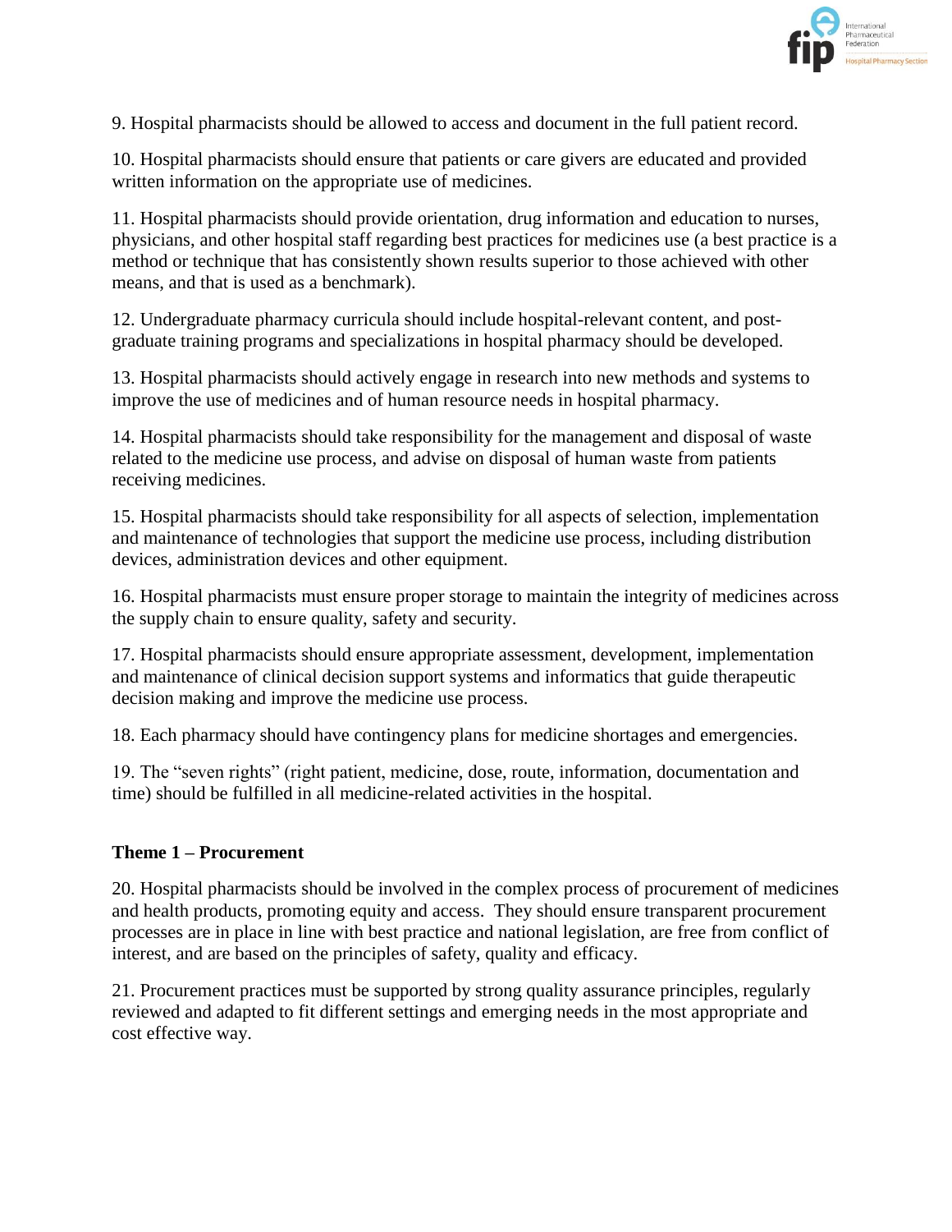9. Hospital pharmacists should be allowed to access and document in the full patient record.

10. Hospital pharmacists should ensure that patients or care givers are educated and provided written information on the appropriate use of medicines.

11. Hospital pharmacists should provide orientation, drug information and education to nurses, physicians, and other hospital staff regarding best practices for medicines use (a best practice is a method or technique that has consistently shown results superior to those achieved with other means, and that is used as a benchmark).

12. Undergraduate pharmacy curricula should include hospital-relevant content, and post-graduate training programs and specializations in hospital pharmacy should be developed.

13. Hospital pharmacists should actively engage in research into new methods and systems to improve the use of medicines and of human resource needs in hospital pharmacy.

14. Hospital pharmacists should take responsibility for the management and disposal of waste related to the medicine use process, and advise on disposal of human waste from patients receiving medicines.

15. Hospital pharmacists should take responsibility for all aspects of selection, implementation and maintenance of technologies that support the medicine use process, including distribution devices, administration devices and other equipment.

16. Hospital pharmacists must ensure proper storage to maintain the integrity of medicines across the supply chain to ensure quality, safety and security.

17. Hospital pharmacists should ensure appropriate assessment, development, implementation and maintenance of clinical decision support systems and informatics that guide therapeutic decision making and improve the medicine use process.

18. Each pharmacy should have contingency plans for medicine shortages and emergencies.

19. The "seven rights" (right patient, medicine, dose, route, information, documentation and time) should be fulfilled in all medicine-related activities in the hospital.

**Theme 1 – Procurement**

20. Hospital pharmacists should be involved in the complex process of procurement of medicines and health products, promoting equity and access. They should ensure transparent procurement processes are in place in line with best practice and national legislation, are free from conflict of interest, and are based on the principles of safety, quality and efficacy.

21. Procurement practices must be supported by strong quality assurance principles, regularly reviewed and adapted to fit different settings and emerging needs in the most appropriate and cost effective way.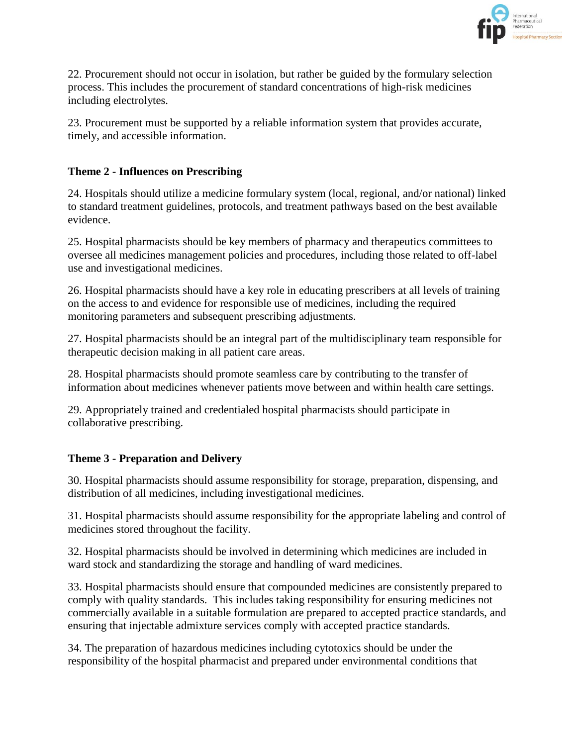22. Procurement should not occur in isolation, but rather be guided by the formulary selection process. This includes the procurement of standard concentrations of high-risk medicines including electrolytes.

23. Procurement must be supported by a reliable information system that provides accurate, timely, and accessible information.

### Theme 2 - Influences on Prescribing

24. Hospitals should utilize a medicine formulary system (local, regional, and/or national) linked to standard treatment guidelines, protocols, and treatment pathways based on the best available evidence.

25. Hospital pharmacists should be key members of pharmacy and therapeutics committees to oversee all medicines management policies and procedures, including those related to off-label use and investigational medicines.

26. Hospital pharmacists should have a key role in educating prescribers at all levels of training on the access to and evidence for responsible use of medicines, including the required monitoring parameters and subsequent prescribing adjustments.

27. Hospital pharmacists should be an integral part of the multidisciplinary team responsible for therapeutic decision making in all patient care areas.

28. Hospital pharmacists should promote seamless care by contributing to the transfer of information about medicines whenever patients move between and within health care settings.

29. Appropriately trained and credentialed hospital pharmacists should participate in collaborative prescribing.

### Theme 3 - Preparation and Delivery

30. Hospital pharmacists should assume responsibility for storage, preparation, dispensing, and distribution of all medicines, including investigational medicines.

31. Hospital pharmacists should assume responsibility for the appropriate labeling and control of medicines stored throughout the facility.

32. Hospital pharmacists should be involved in determining which medicines are included in ward stock and standardizing the storage and handling of ward medicines.

33. Hospital pharmacists should ensure that compounded medicines are consistently prepared to comply with quality standards. This includes taking responsibility for ensuring medicines not commercially available in a suitable formulation are prepared to accepted practice standards, and ensuring that injectable admixture services comply with accepted practice standards.

34. The preparation of hazardous medicines including cytotoxics should be under the responsibility of the hospital pharmacist and prepared under environmental conditions that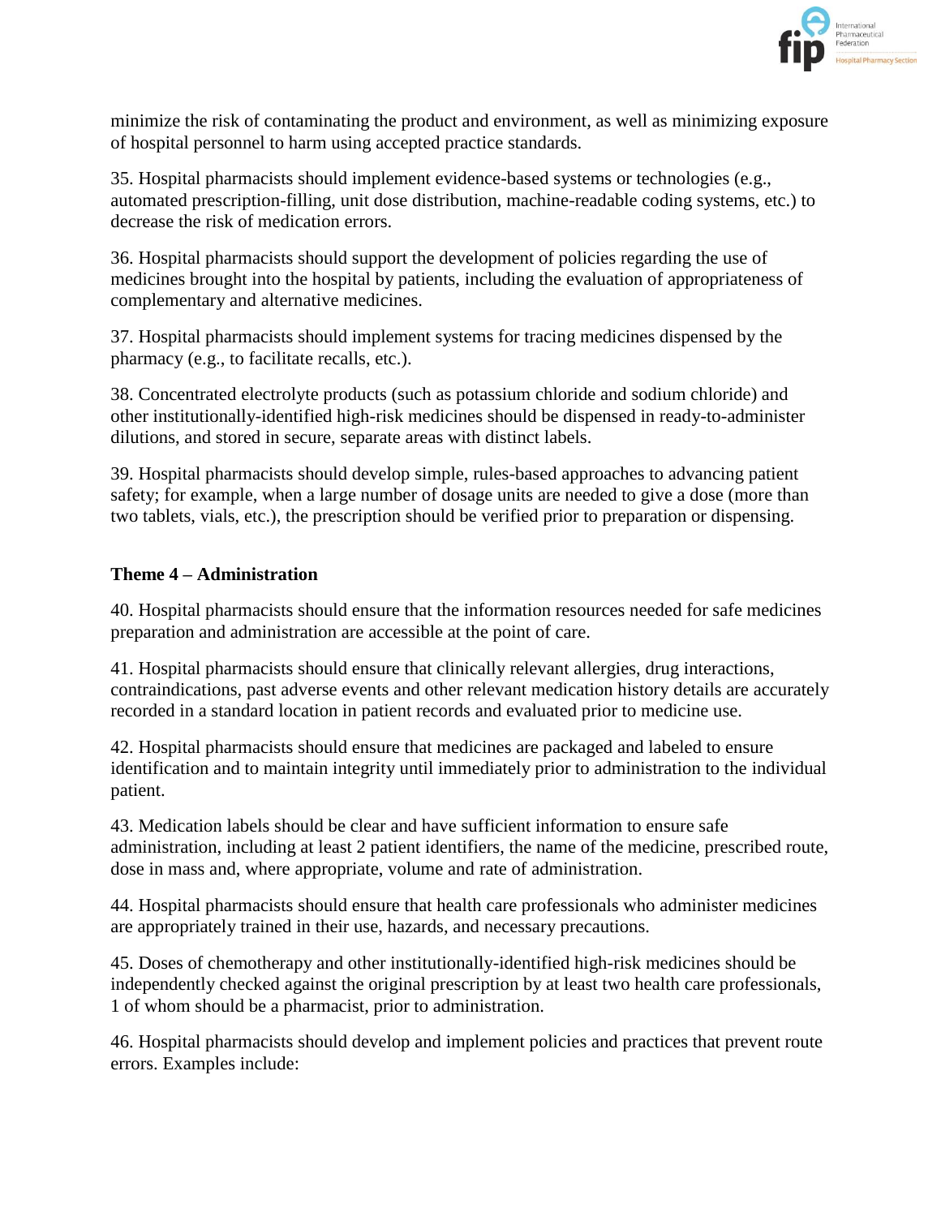minimize the risk of contaminating the product and environment, as well as minimizing exposure of hospital personnel to harm using accepted practice standards.

35. Hospital pharmacists should implement evidence-based systems or technologies (e.g., automated prescription-filling, unit dose distribution, machine-readable coding systems, etc.) to decrease the risk of medication errors.

36. Hospital pharmacists should support the development of policies regarding the use of medicines brought into the hospital by patients, including the evaluation of appropriateness of complementary and alternative medicines.

37. Hospital pharmacists should implement systems for tracing medicines dispensed by the pharmacy (e.g., to facilitate recalls, etc.).

38. Concentrated electrolyte products (such as potassium chloride and sodium chloride) and other institutionally-identified high-risk medicines should be dispensed in ready-to-administer dilutions, and stored in secure, separate areas with distinct labels.

39. Hospital pharmacists should develop simple, rules-based approaches to advancing patient safety; for example, when a large number of dosage units are needed to give a dose (more than two tablets, vials, etc.), the prescription should be verified prior to preparation or dispensing.

**Theme 4 – Administration**

40. Hospital pharmacists should ensure that the information resources needed for safe medicines preparation and administration are accessible at the point of care.

41. Hospital pharmacists should ensure that clinically relevant allergies, drug interactions, contraindications, past adverse events and other relevant medication history details are accurately recorded in a standard location in patient records and evaluated prior to medicine use.

42. Hospital pharmacists should ensure that medicines are packaged and labeled to ensure identification and to maintain integrity until immediately prior to administration to the individual patient.

43. Medication labels should be clear and have sufficient information to ensure safe administration, including at least 2 patient identifiers, the name of the medicine, prescribed route, dose in mass and, where appropriate, volume and rate of administration.

44. Hospital pharmacists should ensure that health care professionals who administer medicines are appropriately trained in their use, hazards, and necessary precautions.

45. Doses of chemotherapy and other institutionally-identified high-risk medicines should be independently checked against the original prescription by at least two health care professionals, 1 of whom should be a pharmacist, prior to administration.

46. Hospital pharmacists should develop and implement policies and practices that prevent route errors. Examples include: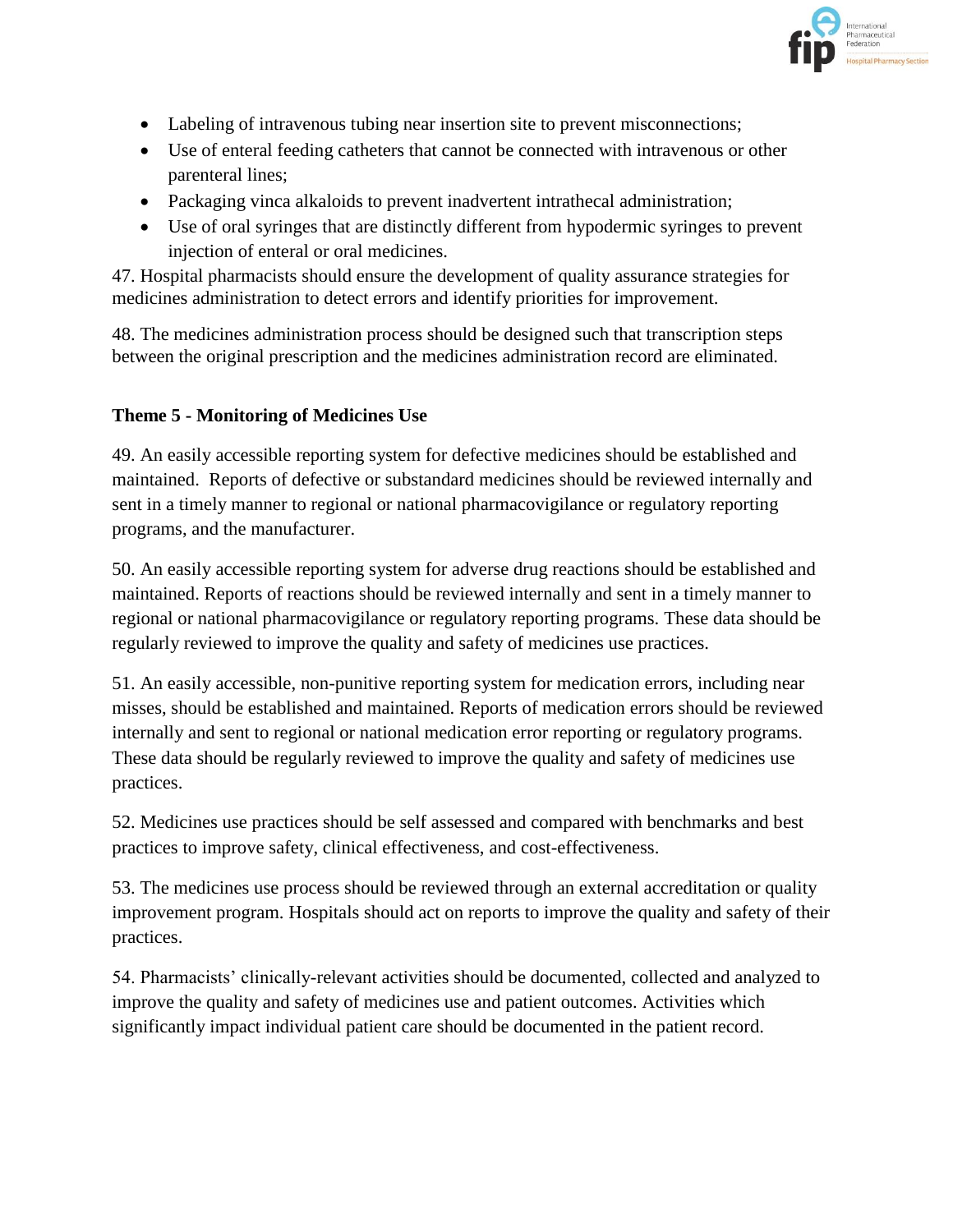- Labeling of intravenous tubing near insertion site to prevent misconnections;
- Use of enteral feeding catheters that cannot be connected with intravenous or other parenteral lines;
- Packaging vinca alkaloids to prevent inadvertent intrathecal administration;
- Use of oral syringes that are distinctly different from hypodermic syringes to prevent injection of enteral or oral medicines.

47. Hospital pharmacists should ensure the development of quality assurance strategies for medicines administration to detect errors and identify priorities for improvement.

48. The medicines administration process should be designed such that transcription steps between the original prescription and the medicines administration record are eliminated.

**Theme 5 - Monitoring of Medicines Use**

49. An easily accessible reporting system for defective medicines should be established and maintained. Reports of defective or substandard medicines should be reviewed internally and sent in a timely manner to regional or national pharmacovigilance or regulatory reporting programs, and the manufacturer.

50. An easily accessible reporting system for adverse drug reactions should be established and maintained. Reports of reactions should be reviewed internally and sent in a timely manner to regional or national pharmacovigilance or regulatory reporting programs. These data should be regularly reviewed to improve the quality and safety of medicines use practices.

51. An easily accessible, non-punitive reporting system for medication errors, including near misses, should be established and maintained. Reports of medication errors should be reviewed internally and sent to regional or national medication error reporting or regulatory programs. These data should be regularly reviewed to improve the quality and safety of medicines use practices.

52. Medicines use practices should be self assessed and compared with benchmarks and best practices to improve safety, clinical effectiveness, and cost-effectiveness.

53. The medicines use process should be reviewed through an external accreditation or quality improvement program. Hospitals should act on reports to improve the quality and safety of their practices.

54. Pharmacists' clinically-relevant activities should be documented, collected and analyzed to improve the quality and safety of medicines use and patient outcomes. Activities which significantly impact individual patient care should be documented in the patient record.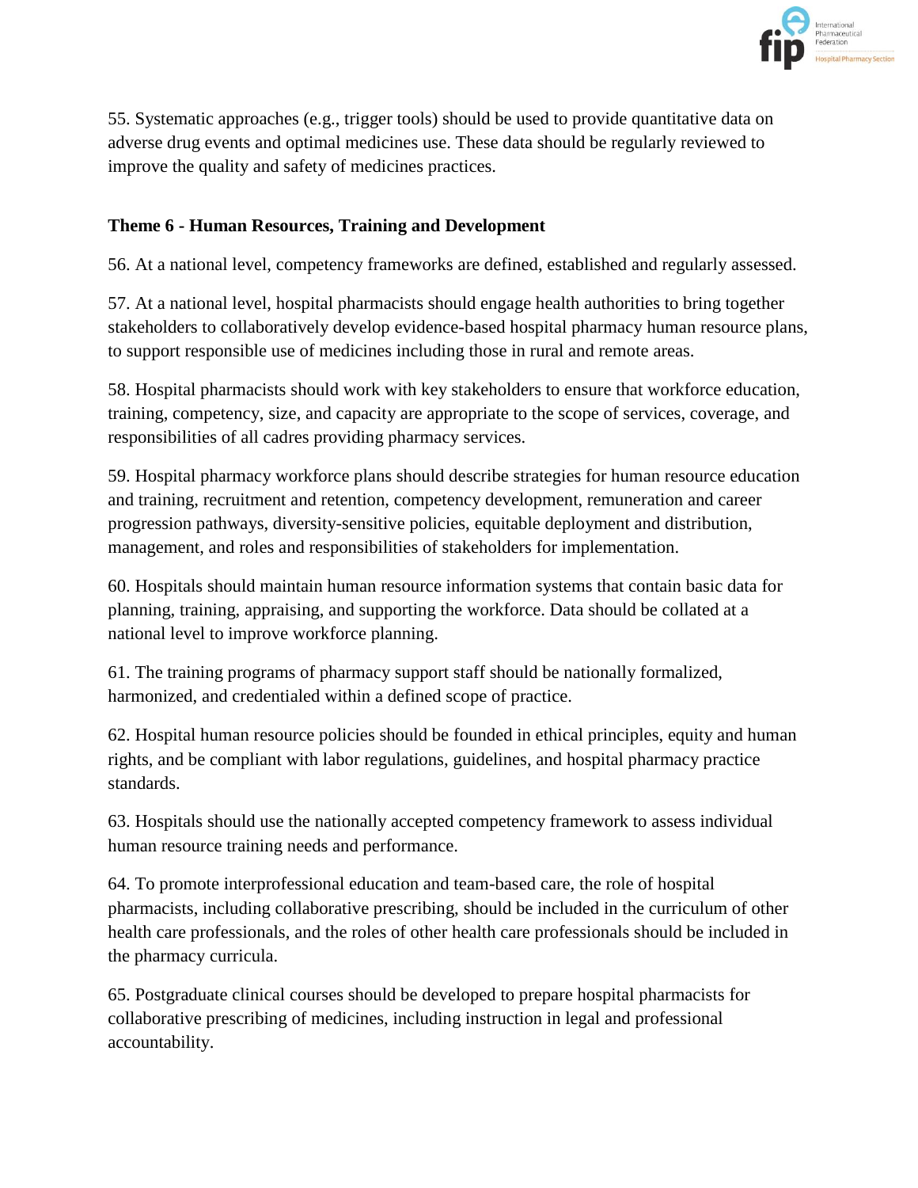55. Systematic approaches (e.g., trigger tools) should be used to provide quantitative data on adverse drug events and optimal medicines use. These data should be regularly reviewed to improve the quality and safety of medicines practices.

**Theme 6 - Human Resources, Training and Development**

56. At a national level, competency frameworks are defined, established and regularly assessed.

57. At a national level, hospital pharmacists should engage health authorities to bring together stakeholders to collaboratively develop evidence-based hospital pharmacy human resource plans, to support responsible use of medicines including those in rural and remote areas.

58. Hospital pharmacists should work with key stakeholders to ensure that workforce education, training, competency, size, and capacity are appropriate to the scope of services, coverage, and responsibilities of all cadres providing pharmacy services.

59. Hospital pharmacy workforce plans should describe strategies for human resource education and training, recruitment and retention, competency development, remuneration and career progression pathways, diversity-sensitive policies, equitable deployment and distribution, management, and roles and responsibilities of stakeholders for implementation.

60. Hospitals should maintain human resource information systems that contain basic data for planning, training, appraising, and supporting the workforce. Data should be collated at a national level to improve workforce planning.

61. The training programs of pharmacy support staff should be nationally formalized, harmonized, and credentialed within a defined scope of practice.

62. Hospital human resource policies should be founded in ethical principles, equity and human rights, and be compliant with labor regulations, guidelines, and hospital pharmacy practice standards.

63. Hospitals should use the nationally accepted competency framework to assess individual human resource training needs and performance.

64. To promote interprofessional education and team-based care, the role of hospital pharmacists, including collaborative prescribing, should be included in the curriculum of other health care professionals, and the roles of other health care professionals should be included in the pharmacy curricula.

65. Postgraduate clinical courses should be developed to prepare hospital pharmacists for collaborative prescribing of medicines, including instruction in legal and professional accountability.